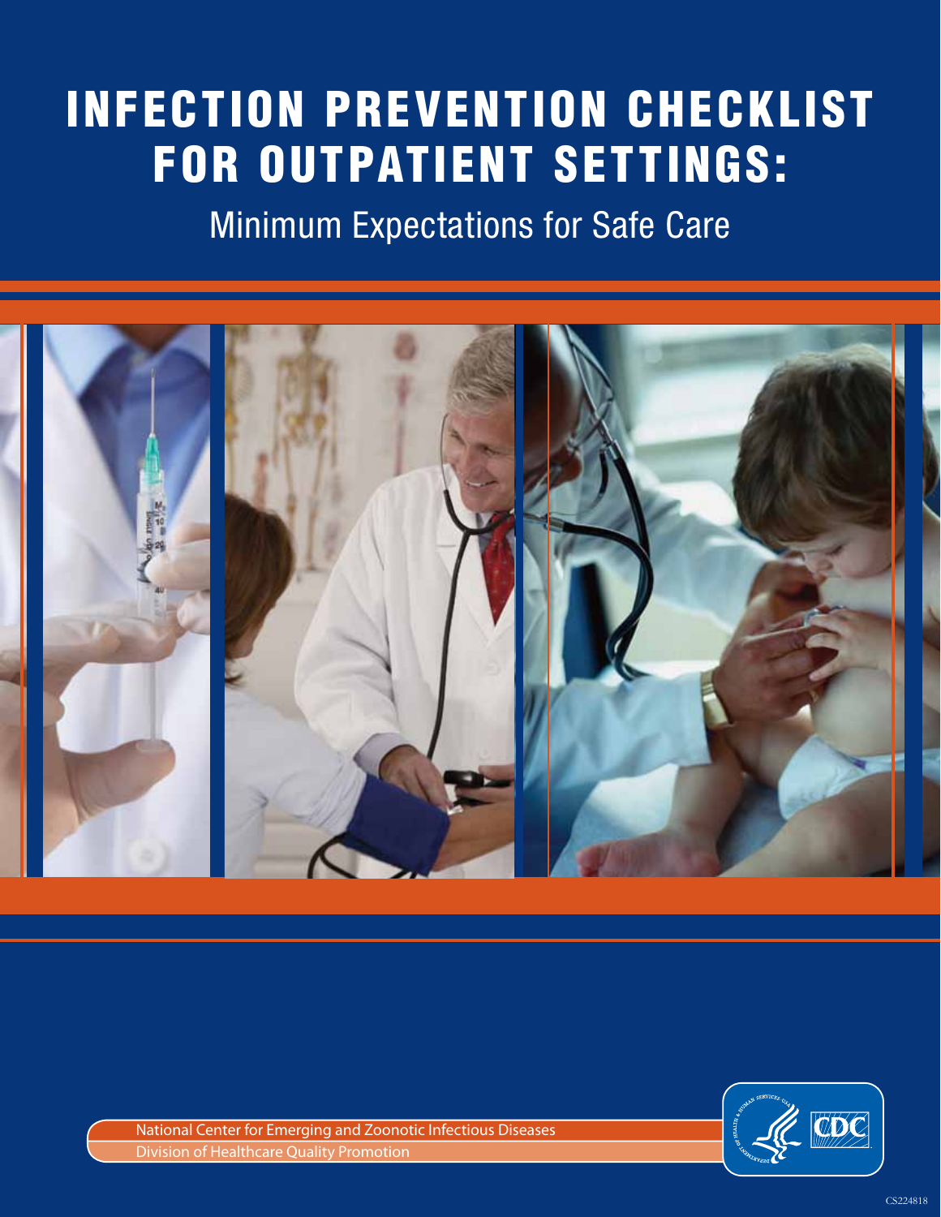# INFECTION PREVENTION CHECKLIST FOR OUTPATIENT SETTINGS:

## Minimum Expectations for Safe Care

National Center for Emerging and Zoonotic Infectious Diseases

Division of Healthcare Quality Promotion

CS224818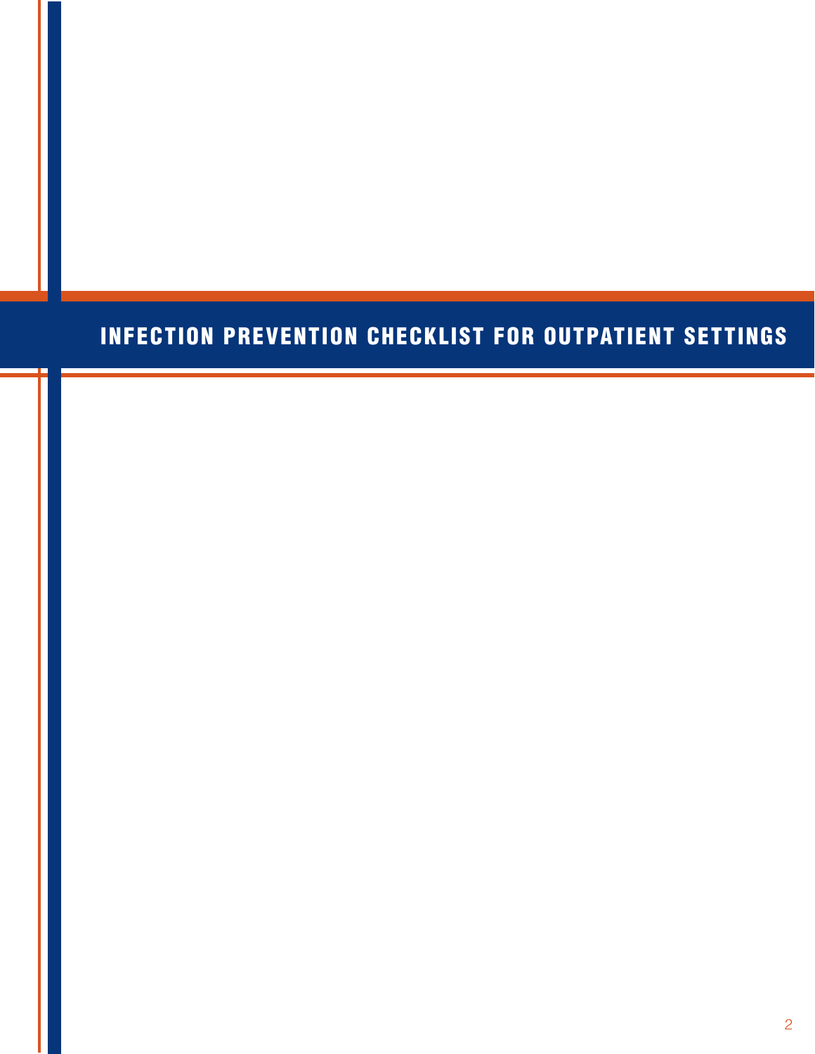# INFECTION PREVENTION CHECKLIST FOR OUTPATIENT SETTINGS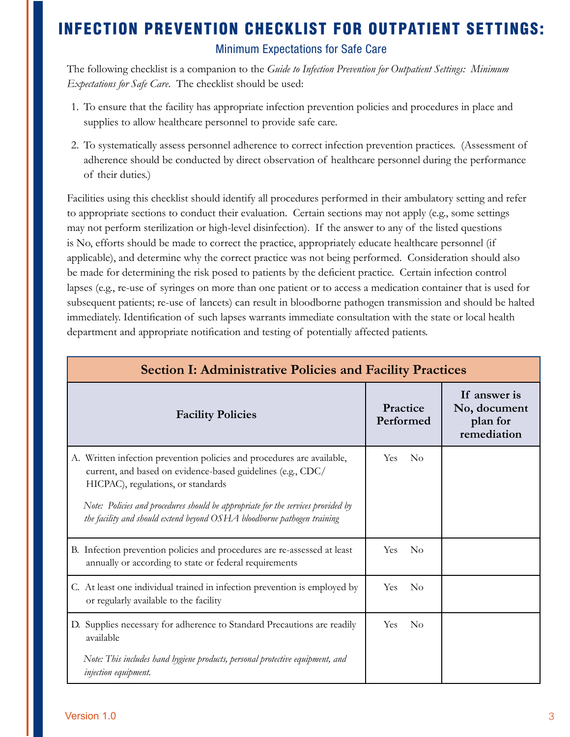# INFECTION PREVENTION CHECKLIST FOR OUTPATIENT SETTINGS:

## Minimum Expectations for Safe Care

The following checklist is a companion to the *Guide to Infection Prevention for Outpatient Settings: Minimum Expectations for Safe Care*. The checklist should be used:

1. To ensure that the facility has appropriate infection prevention policies and procedures in place and supplies to allow healthcare personnel to provide safe care.
2. To systematically assess personnel adherence to correct infection prevention practices. (Assessment of adherence should be conducted by direct observation of healthcare personnel during the performance of their duties.)

Facilities using this checklist should identify all procedures performed in their ambulatory setting and refer to appropriate sections to conduct their evaluation. Certain sections may not apply (e.g., some settings may not perform sterilization or high-level disinfection). If the answer to any of the listed questions is No, efforts should be made to correct the practice, appropriately educate healthcare personnel (if applicable), and determine why the correct practice was not being performed. Consideration should also be made for determining the risk posed to patients by the deficient practice. Certain infection control lapses (e.g., re-use of syringes on more than one patient or to access a medication container that is used for subsequent patients; re-use of lancets) can result in bloodborne pathogen transmission and should be halted immediately. Identification of such lapses warrants immediate consultation with the state or local health department and appropriate notification and testing of potentially affected patients.

### Section I: Administrative Policies and Facility Practices

| Facility Policies | Practice Performed | If answer is No, document plan for remediation |
|---|---|---|
| A. Written infection prevention policies and procedures are available, current, and based on evidence-based guidelines (e.g., CDC/HICPAC), regulations, or standards<br>*Note: Policies and procedures should be appropriate for the services provided by the facility and should extend beyond OSHA bloodborne pathogen training* | Yes No | |
| B. Infection prevention policies and procedures are re-assessed at least annually or according to state or federal requirements | Yes No | |
| C. At least one individual trained in infection prevention is employed by or regularly available to the facility | Yes No | |
| D. Supplies necessary for adherence to Standard Precautions are readily available<br>*Note: This includes hand hygiene products, personal protective equipment, and injection equipment.* | Yes No | |

Version 1.0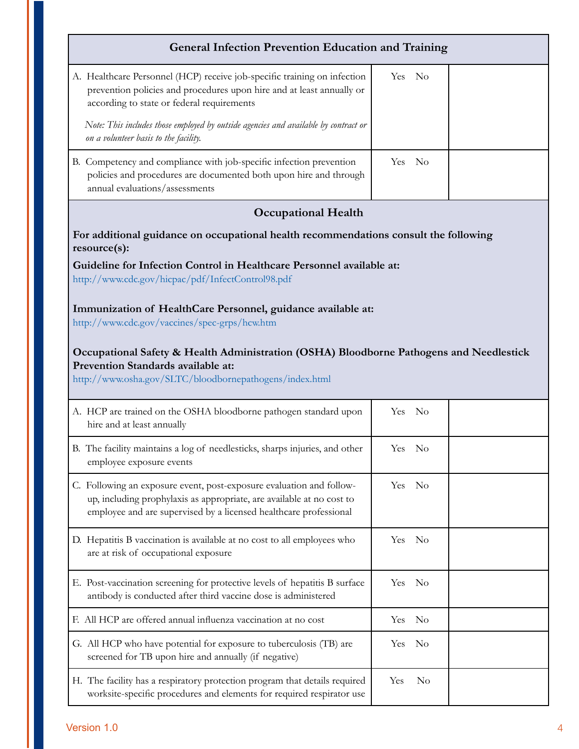| General Infection Prevention Education and Training | | |
|---|---|---|
| A. Healthcare Personnel (HCP) receive job-specific training on infection prevention policies and procedures upon hire and at least annually or according to state or federal requirements<br><br>*Note: This includes those employed by outside agencies and available by contract or on a volunteer basis to the facility.* | Yes No | |
| B. Competency and compliance with job-specific infection prevention policies and procedures are documented both upon hire and through annual evaluations/assessments | Yes No | |

## Occupational Health

**For additional guidance on occupational health recommendations consult the following resource(s):**

**Guideline for Infection Control in Healthcare Personnel available at:**
http://www.cdc.gov/hicpac/pdf/InfectControl98.pdf

**Immunization of HealthCare Personnel, guidance available at:**
http://www.cdc.gov/vaccines/spec-grps/hcw.htm

**Occupational Safety & Health Administration (OSHA) Bloodborne Pathogens and Needlestick Prevention Standards available at:**
http://www.osha.gov/SLTC/bloodbornepathogens/index.html

| | | |
|---|---|---|
| A. HCP are trained on the OSHA bloodborne pathogen standard upon hire and at least annually | Yes No | |
| B. The facility maintains a log of needlesticks, sharps injuries, and other employee exposure events | Yes No | |
| C. Following an exposure event, post-exposure evaluation and follow-up, including prophylaxis as appropriate, are available at no cost to employee and are supervised by a licensed healthcare professional | Yes No | |
| D. Hepatitis B vaccination is available at no cost to all employees who are at risk of occupational exposure | Yes No | |
| E. Post-vaccination screening for protective levels of hepatitis B surface antibody is conducted after third vaccine dose is administered | Yes No | |
| F. All HCP are offered annual influenza vaccination at no cost | Yes No | |
| G. All HCP who have potential for exposure to tuberculosis (TB) are screened for TB upon hire and annually (if negative) | Yes No | |
| H. The facility has a respiratory protection program that details required worksite-specific procedures and elements for required respirator use | Yes No | |

Version 1.0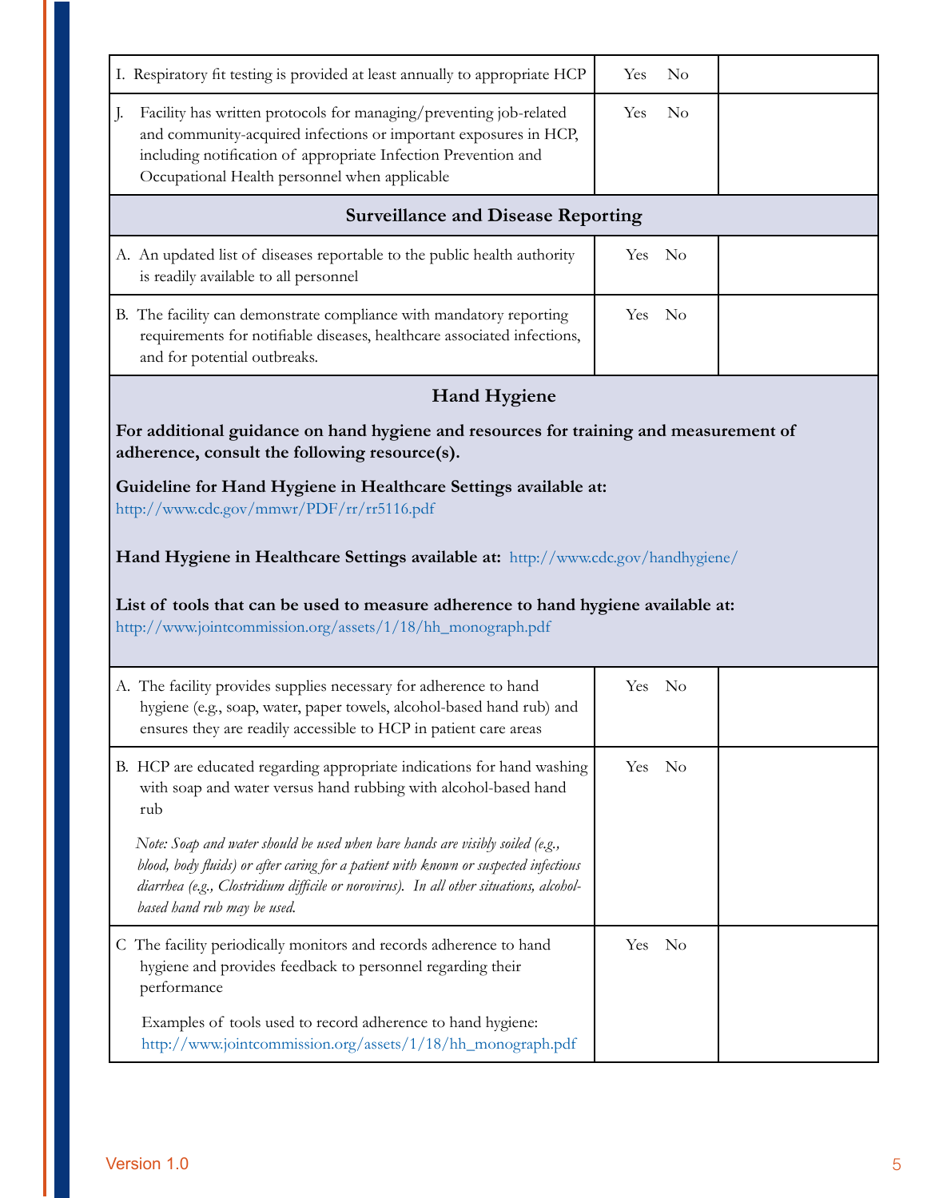| | | |
|---|---|---|
| I. Respiratory fit testing is provided at least annually to appropriate HCP | Yes No | |
| J. Facility has written protocols for managing/preventing job-related and community-acquired infections or important exposures in HCP, including notification of appropriate Infection Prevention and Occupational Health personnel when applicable | Yes No | |
| **Surveillance and Disease Reporting** | | |
| A. An updated list of diseases reportable to the public health authority is readily available to all personnel | Yes No | |
| B. The facility can demonstrate compliance with mandatory reporting requirements for notifiable diseases, healthcare associated infections, and for potential outbreaks. | Yes No | |

## Hand Hygiene

**For additional guidance on hand hygiene and resources for training and measurement of adherence, consult the following resource(s).**

**Guideline for Hand Hygiene in Healthcare Settings available at:** http://www.cdc.gov/mmwr/PDF/rr/rr5116.pdf

**Hand Hygiene in Healthcare Settings available at:** http://www.cdc.gov/handhygiene/

**List of tools that can be used to measure adherence to hand hygiene available at:** http://www.jointcommission.org/assets/1/18/hh_monograph.pdf

| | | |
|---|---|---|
| A. The facility provides supplies necessary for adherence to hand hygiene (e.g., soap, water, paper towels, alcohol-based hand rub) and ensures they are readily accessible to HCP in patient care areas | Yes No | |
| B. HCP are educated regarding appropriate indications for hand washing with soap and water versus hand rubbing with alcohol-based hand rub<br><br>*Note: Soap and water should be used when bare hands are visibly soiled (e.g., blood, body fluids) or after caring for a patient with known or suspected infectious diarrhea (e.g., Clostridium difficile or norovirus). In all other situations, alcohol-based hand rub may be used.* | Yes No | |
| C The facility periodically monitors and records adherence to hand hygiene and provides feedback to personnel regarding their performance<br><br>Examples of tools used to record adherence to hand hygiene: http://www.jointcommission.org/assets/1/18/hh_monograph.pdf | Yes No | |

Version 1.0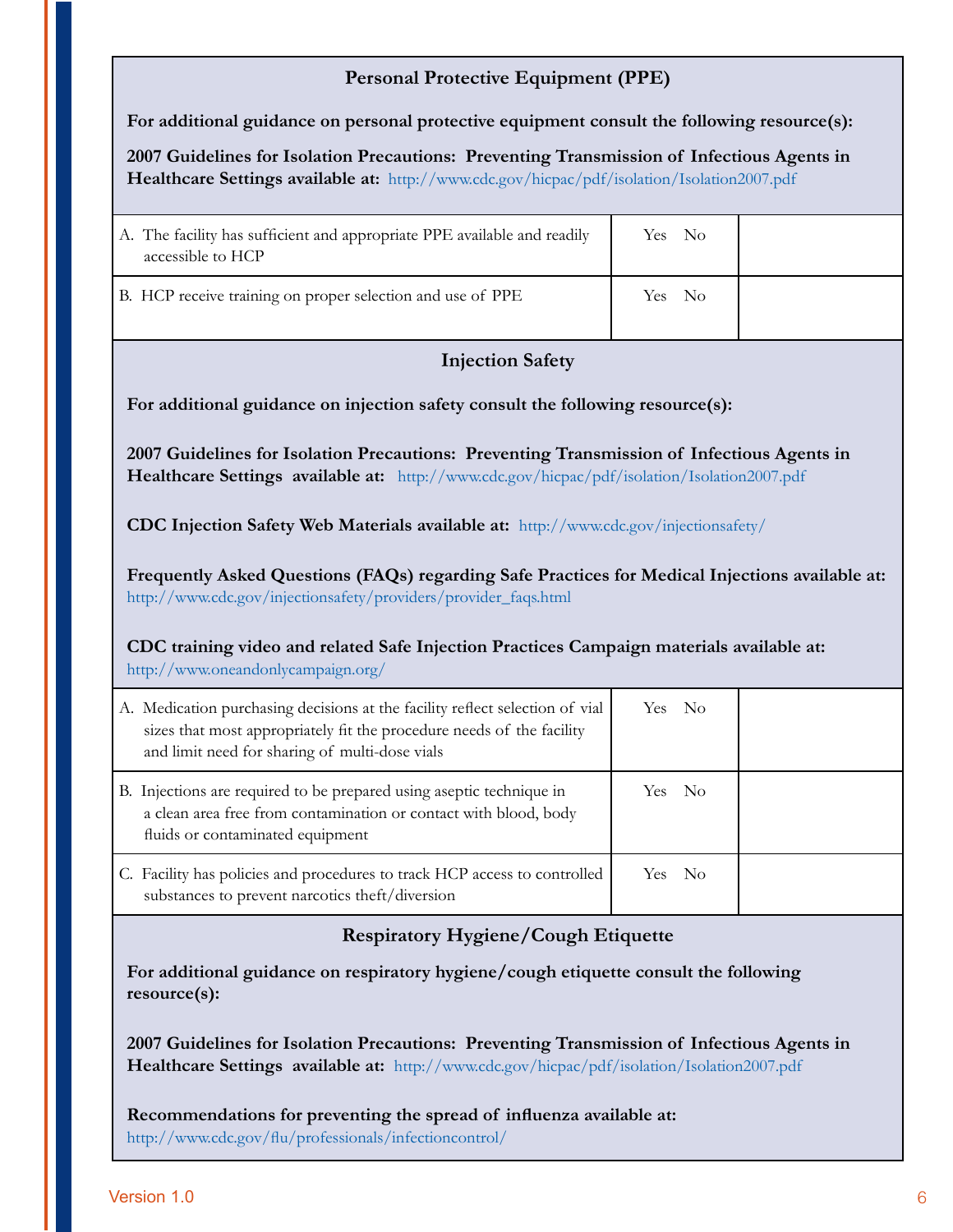## Personal Protective Equipment (PPE)

**For additional guidance on personal protective equipment consult the following resource(s):**

**2007 Guidelines for Isolation Precautions: Preventing Transmission of Infectious Agents in Healthcare Settings available at:** http://www.cdc.gov/hicpac/pdf/isolation/Isolation2007.pdf

| | | |
|---|---|---|
| A. The facility has sufficient and appropriate PPE available and readily accessible to HCP | Yes No | |
| B. HCP receive training on proper selection and use of PPE | Yes No | |

## Injection Safety

**For additional guidance on injection safety consult the following resource(s):**

**2007 Guidelines for Isolation Precautions: Preventing Transmission of Infectious Agents in Healthcare Settings available at:** http://www.cdc.gov/hicpac/pdf/isolation/Isolation2007.pdf

**CDC Injection Safety Web Materials available at:** http://www.cdc.gov/injectionsafety/

**Frequently Asked Questions (FAQs) regarding Safe Practices for Medical Injections available at:** http://www.cdc.gov/injectionsafety/providers/provider_faqs.html

**CDC training video and related Safe Injection Practices Campaign materials available at:** http://www.oneandonlycampaign.org/

| | | |
|---|---|---|
| A. Medication purchasing decisions at the facility reflect selection of vial sizes that most appropriately fit the procedure needs of the facility and limit need for sharing of multi-dose vials | Yes No | |
| B. Injections are required to be prepared using aseptic technique in a clean area free from contamination or contact with blood, body fluids or contaminated equipment | Yes No | |
| C. Facility has policies and procedures to track HCP access to controlled substances to prevent narcotics theft/diversion | Yes No | |

## Respiratory Hygiene/Cough Etiquette

**For additional guidance on respiratory hygiene/cough etiquette consult the following resource(s):**

**2007 Guidelines for Isolation Precautions: Preventing Transmission of Infectious Agents in Healthcare Settings available at:** http://www.cdc.gov/hicpac/pdf/isolation/Isolation2007.pdf

**Recommendations for preventing the spread of influenza available at:** http://www.cdc.gov/flu/professionals/infectioncontrol/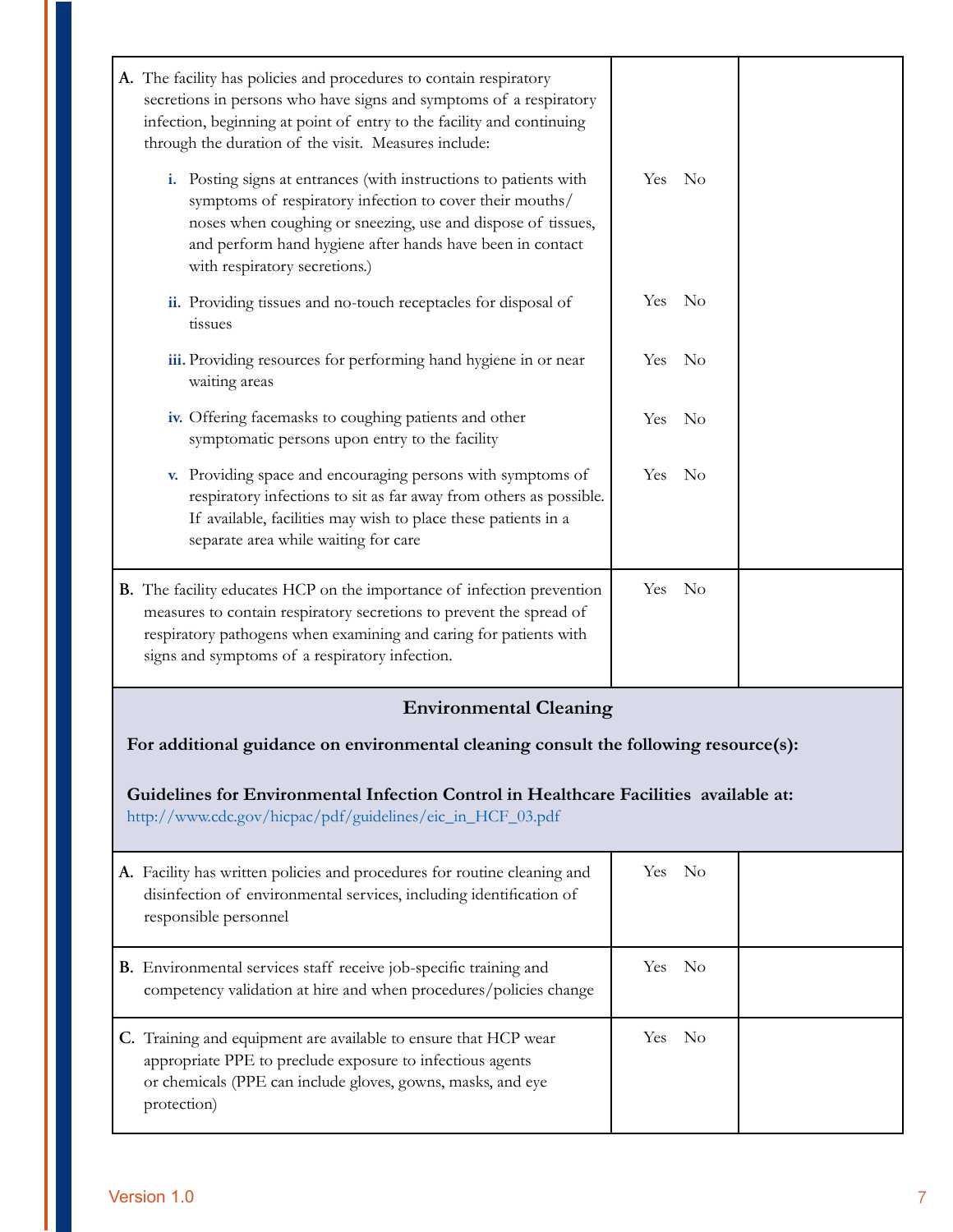| | | |
|---|---|---|
| **A.** The facility has policies and procedures to contain respiratory secretions in persons who have signs and symptoms of a respiratory infection, beginning at point of entry to the facility and continuing through the duration of the visit. Measures include: | | |
| **i.** Posting signs at entrances (with instructions to patients with symptoms of respiratory infection to cover their mouths/ noses when coughing or sneezing, use and dispose of tissues, and perform hand hygiene after hands have been in contact with respiratory secretions.) | Yes No | |
| **ii.** Providing tissues and no-touch receptacles for disposal of tissues | Yes No | |
| **iii.** Providing resources for performing hand hygiene in or near waiting areas | Yes No | |
| **iv.** Offering facemasks to coughing patients and other symptomatic persons upon entry to the facility | Yes No | |
| **v.** Providing space and encouraging persons with symptoms of respiratory infections to sit as far away from others as possible. If available, facilities may wish to place these patients in a separate area while waiting for care | Yes No | |
| **B.** The facility educates HCP on the importance of infection prevention measures to contain respiratory secretions to prevent the spread of respiratory pathogens when examining and caring for patients with signs and symptoms of a respiratory infection. | Yes No | |

## Environmental Cleaning

**For additional guidance on environmental cleaning consult the following resource(s):**

**Guidelines for Environmental Infection Control in Healthcare Facilities available at:**
http://www.cdc.gov/hicpac/pdf/guidelines/eic_in_HCF_03.pdf

| | | |
|---|---|---|
| **A.** Facility has written policies and procedures for routine cleaning and disinfection of environmental services, including identification of responsible personnel | Yes No | |
| **B.** Environmental services staff receive job-specific training and competency validation at hire and when procedures/policies change | Yes No | |
| **C.** Training and equipment are available to ensure that HCP wear appropriate PPE to preclude exposure to infectious agents or chemicals (PPE can include gloves, gowns, masks, and eye protection) | Yes No | |

Version 1.0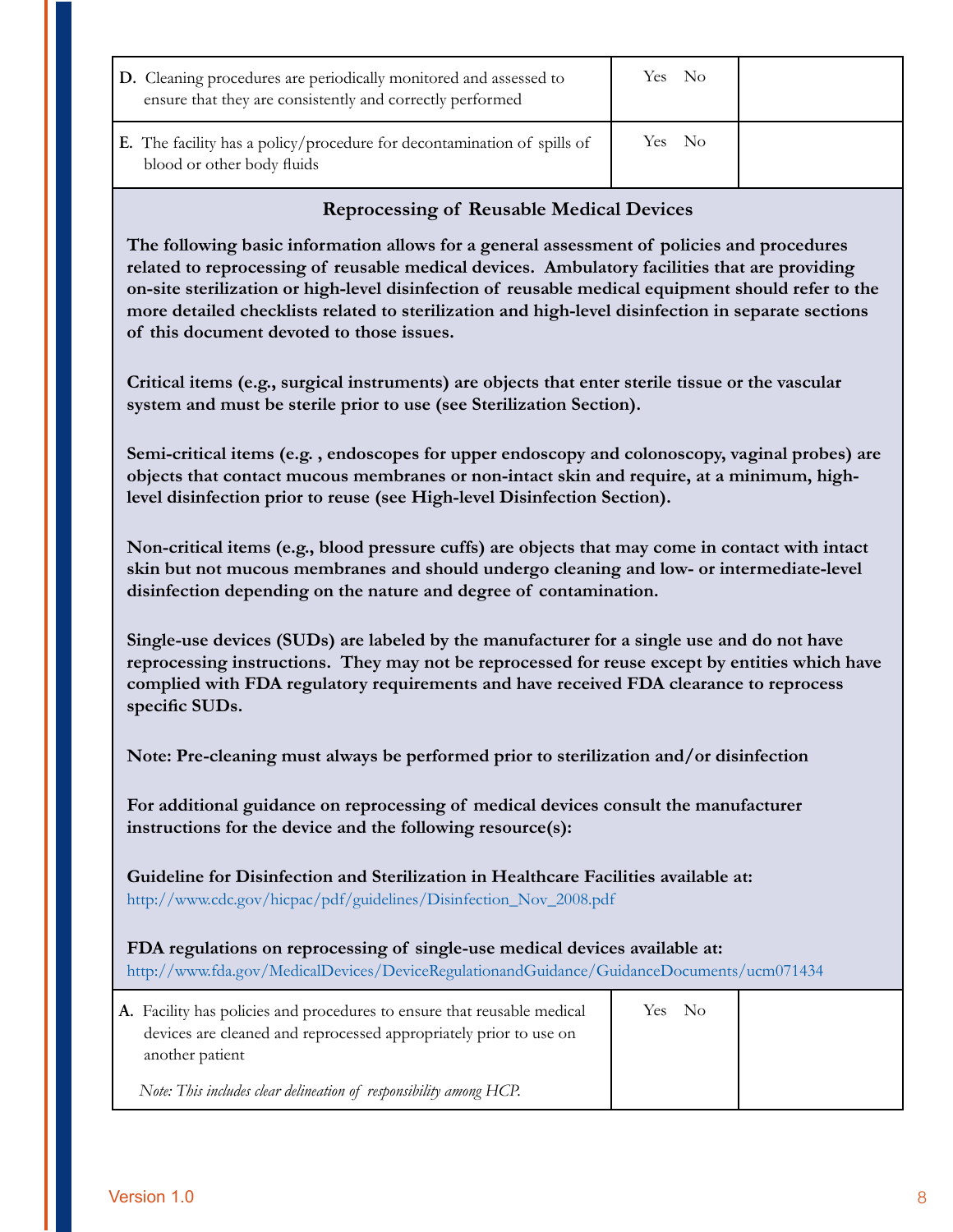| | | |
|---|---|---|
| **D.** Cleaning procedures are periodically monitored and assessed to ensure that they are consistently and correctly performed | Yes No | |
| **E.** The facility has a policy/procedure for decontamination of spills of blood or other body fluids | Yes No | |

## Reprocessing of Reusable Medical Devices

**The following basic information allows for a general assessment of policies and procedures related to reprocessing of reusable medical devices. Ambulatory facilities that are providing on-site sterilization or high-level disinfection of reusable medical equipment should refer to the more detailed checklists related to sterilization and high-level disinfection in separate sections of this document devoted to those issues.**

**Critical items (e.g., surgical instruments) are objects that enter sterile tissue or the vascular system and must be sterile prior to use (see Sterilization Section).**

**Semi-critical items (e.g. , endoscopes for upper endoscopy and colonoscopy, vaginal probes) are objects that contact mucous membranes or non-intact skin and require, at a minimum, high-level disinfection prior to reuse (see High-level Disinfection Section).**

**Non-critical items (e.g., blood pressure cuffs) are objects that may come in contact with intact skin but not mucous membranes and should undergo cleaning and low- or intermediate-level disinfection depending on the nature and degree of contamination.**

**Single-use devices (SUDs) are labeled by the manufacturer for a single use and do not have reprocessing instructions. They may not be reprocessed for reuse except by entities which have complied with FDA regulatory requirements and have received FDA clearance to reprocess specific SUDs.**

**Note: Pre-cleaning must always be performed prior to sterilization and/or disinfection**

**For additional guidance on reprocessing of medical devices consult the manufacturer instructions for the device and the following resource(s):**

**Guideline for Disinfection and Sterilization in Healthcare Facilities available at:**
http://www.cdc.gov/hicpac/pdf/guidelines/Disinfection_Nov_2008.pdf

**FDA regulations on reprocessing of single-use medical devices available at:**
http://www.fda.gov/MedicalDevices/DeviceRegulationandGuidance/GuidanceDocuments/ucm071434

| | | |
|---|---|---|
| **A.** Facility has policies and procedures to ensure that reusable medical devices are cleaned and reprocessed appropriately prior to use on another patient<br><br>*Note: This includes clear delineation of responsibility among HCP.* | Yes No | |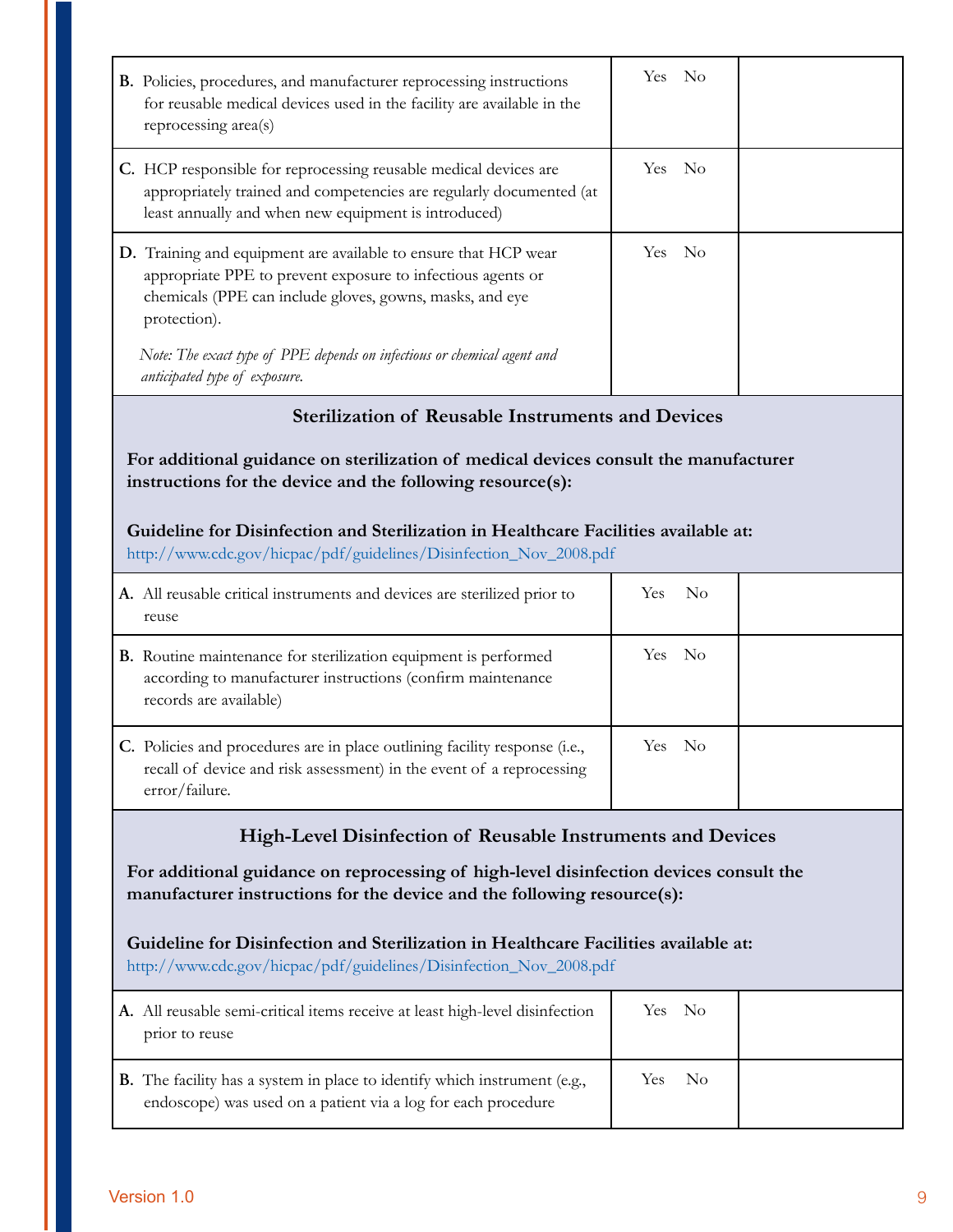| | | |
|---|---|---|
| **B.** Policies, procedures, and manufacturer reprocessing instructions for reusable medical devices used in the facility are available in the reprocessing area(s) | Yes No | |
| **C.** HCP responsible for reprocessing reusable medical devices are appropriately trained and competencies are regularly documented (at least annually and when new equipment is introduced) | Yes No | |
| **D.** Training and equipment are available to ensure that HCP wear appropriate PPE to prevent exposure to infectious agents or chemicals (PPE can include gloves, gowns, masks, and eye protection). *Note: The exact type of PPE depends on infectious or chemical agent and anticipated type of exposure.* | Yes No | |

## Sterilization of Reusable Instruments and Devices

**For additional guidance on sterilization of medical devices consult the manufacturer instructions for the device and the following resource(s):**

**Guideline for Disinfection and Sterilization in Healthcare Facilities available at:**
http://www.cdc.gov/hicpac/pdf/guidelines/Disinfection_Nov_2008.pdf

| | | |
|---|---|---|
| **A.** All reusable critical instruments and devices are sterilized prior to reuse | Yes No | |
| **B.** Routine maintenance for sterilization equipment is performed according to manufacturer instructions (confirm maintenance records are available) | Yes No | |
| **C.** Policies and procedures are in place outlining facility response (i.e., recall of device and risk assessment) in the event of a reprocessing error/failure. | Yes No | |

## High-Level Disinfection of Reusable Instruments and Devices

**For additional guidance on reprocessing of high-level disinfection devices consult the manufacturer instructions for the device and the following resource(s):**

**Guideline for Disinfection and Sterilization in Healthcare Facilities available at:**
http://www.cdc.gov/hicpac/pdf/guidelines/Disinfection_Nov_2008.pdf

| | | |
|---|---|---|
| **A.** All reusable semi-critical items receive at least high-level disinfection prior to reuse | Yes No | |
| **B.** The facility has a system in place to identify which instrument (e.g., endoscope) was used on a patient via a log for each procedure | Yes No | |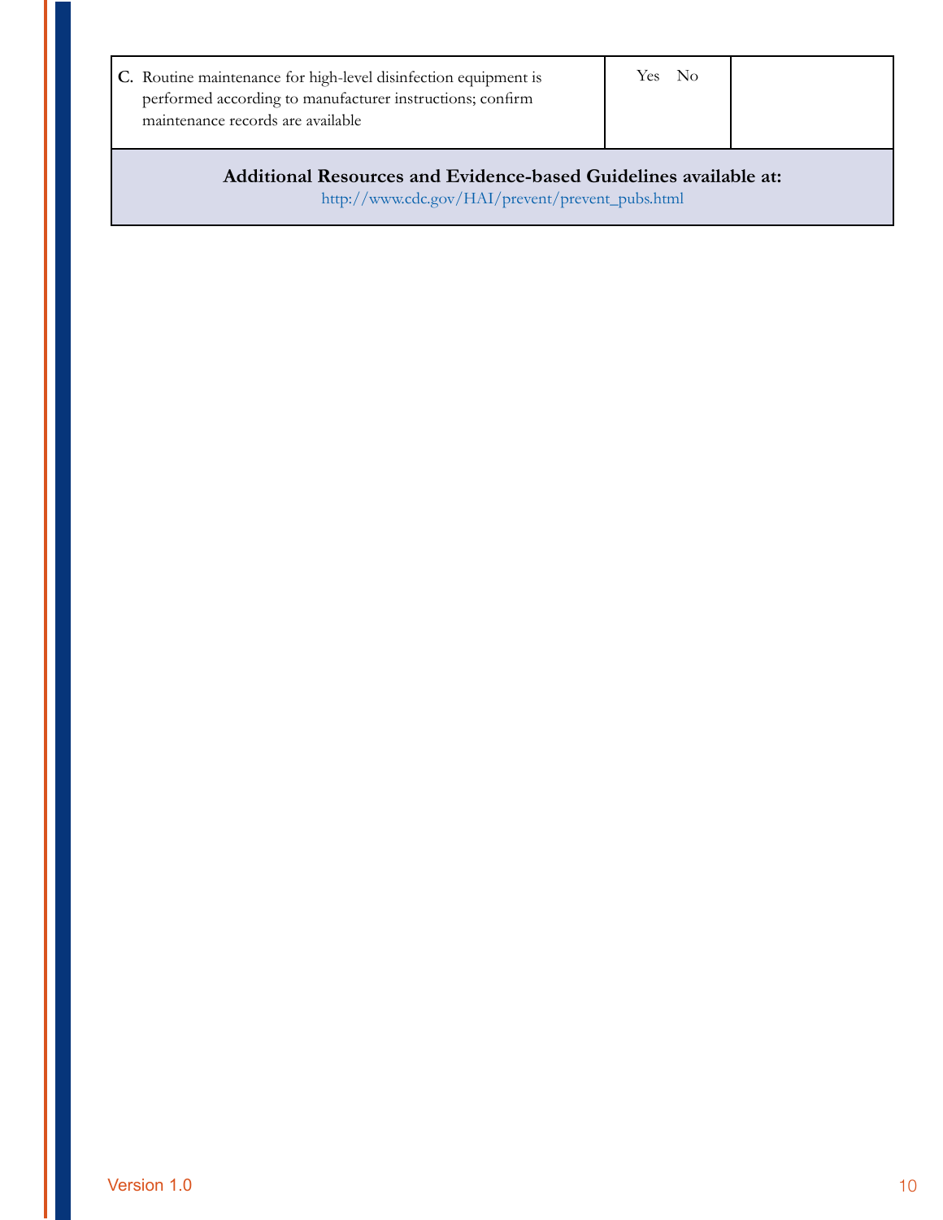| | | |
|---|---|---|
| **C.** Routine maintenance for high-level disinfection equipment is performed according to manufacturer instructions; confirm maintenance records are available | Yes No | |

**Additional Resources and Evidence-based Guidelines available at:**
http://www.cdc.gov/HAI/prevent/prevent_pubs.html

Version 1.0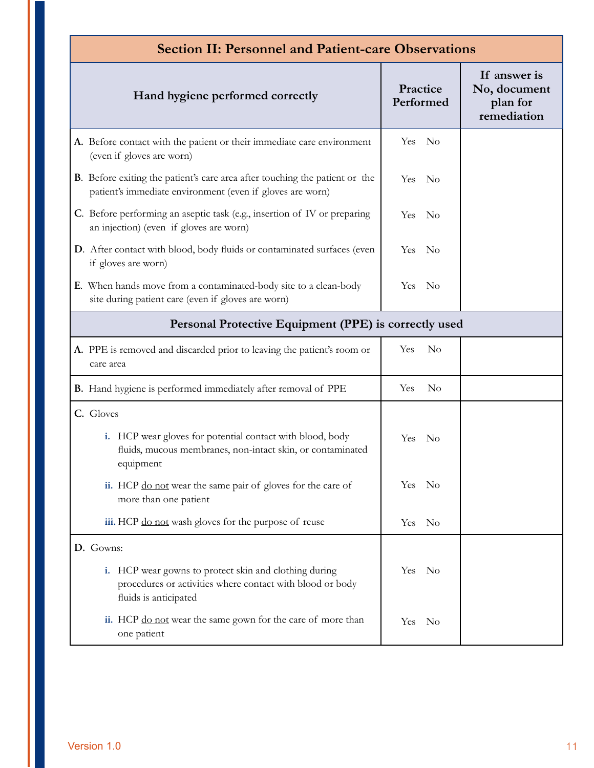| Section II: Personnel and Patient-care Observations | | |
|---|---|---|
| **Hand hygiene performed correctly** | **Practice Performed** | **If answer is No, document plan for remediation** |
| **A.** Before contact with the patient or their immediate care environment (even if gloves are worn) | Yes No | |
| **B**. Before exiting the patient's care area after touching the patient or the patient's immediate environment (even if gloves are worn) | Yes No | |
| **C**. Before performing an aseptic task (e.g., insertion of IV or preparing an injection) (even if gloves are worn) | Yes No | |
| **D**. After contact with blood, body fluids or contaminated surfaces (even if gloves are worn) | Yes No | |
| **E**. When hands move from a contaminated-body site to a clean-body site during patient care (even if gloves are worn) | Yes No | |
| **Personal Protective Equipment (PPE) is correctly used** | | |
| **A.** PPE is removed and discarded prior to leaving the patient's room or care area | Yes No | |
| **B.** Hand hygiene is performed immediately after removal of PPE | Yes No | |
| **C.** Gloves | | |
| **i.** HCP wear gloves for potential contact with blood, body fluids, mucous membranes, non-intact skin, or contaminated equipment | Yes No | |
| **ii.** HCP do not wear the same pair of gloves for the care of more than one patient | Yes No | |
| **iii.** HCP do not wash gloves for the purpose of reuse | Yes No | |
| **D.** Gowns: | | |
| **i.** HCP wear gowns to protect skin and clothing during procedures or activities where contact with blood or body fluids is anticipated | Yes No | |
| **ii.** HCP do not wear the same gown for the care of more than one patient | Yes No | |

Version 1.0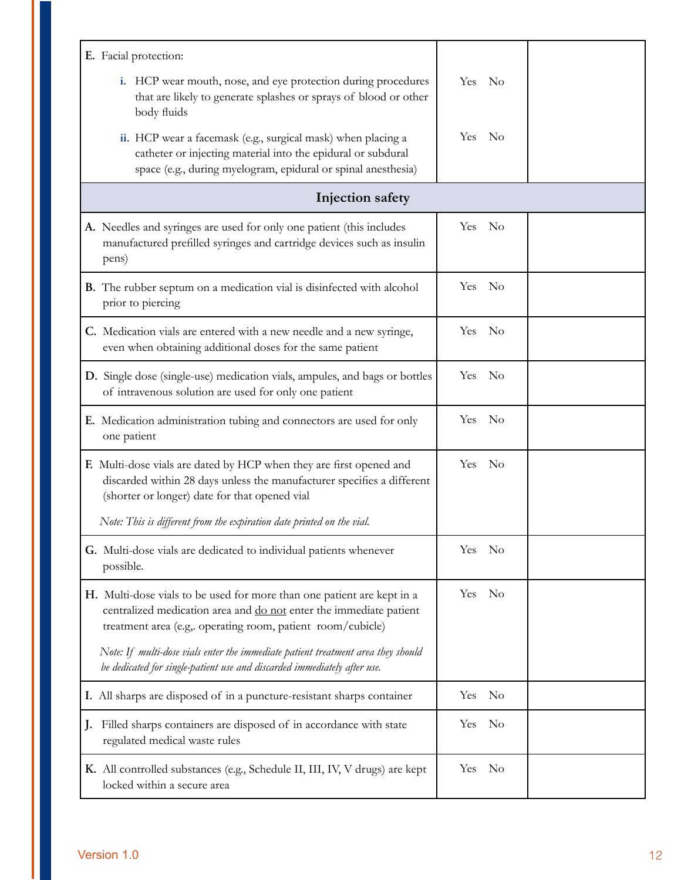| | | |
|---|---|---|
| **E.** Facial protection:<br><br>**i.** HCP wear mouth, nose, and eye protection during procedures that are likely to generate splashes or sprays of blood or other body fluids<br><br>**ii.** HCP wear a facemask (e.g., surgical mask) when placing a catheter or injecting material into the epidural or subdural space (e.g., during myelogram, epidural or spinal anesthesia) | <br><br>Yes No<br><br><br>Yes No | |
| **Injection safety** | | |
| **A.** Needles and syringes are used for only one patient (this includes manufactured prefilled syringes and cartridge devices such as insulin pens) | Yes No | |
| **B.** The rubber septum on a medication vial is disinfected with alcohol prior to piercing | Yes No | |
| **C.** Medication vials are entered with a new needle and a new syringe, even when obtaining additional doses for the same patient | Yes No | |
| **D.** Single dose (single-use) medication vials, ampules, and bags or bottles of intravenous solution are used for only one patient | Yes No | |
| **E.** Medication administration tubing and connectors are used for only one patient | Yes No | |
| **F.** Multi-dose vials are dated by HCP when they are first opened and discarded within 28 days unless the manufacturer specifies a different (shorter or longer) date for that opened vial<br><br>*Note: This is different from the expiration date printed on the vial.* | Yes No | |
| **G.** Multi-dose vials are dedicated to individual patients whenever possible. | Yes No | |
| **H.** Multi-dose vials to be used for more than one patient are kept in a centralized medication area and <u>do not</u> enter the immediate patient treatment area (e.g,. operating room, patient room/cubicle)<br><br>*Note: If multi-dose vials enter the immediate patient treatment area they should be dedicated for single-patient use and discarded immediately after use.* | Yes No | |
| **I.** All sharps are disposed of in a puncture-resistant sharps container | Yes No | |
| **J.** Filled sharps containers are disposed of in accordance with state regulated medical waste rules | Yes No | |
| **K.** All controlled substances (e.g., Schedule II, III, IV, V drugs) are kept locked within a secure area | Yes No | |

Version 1.0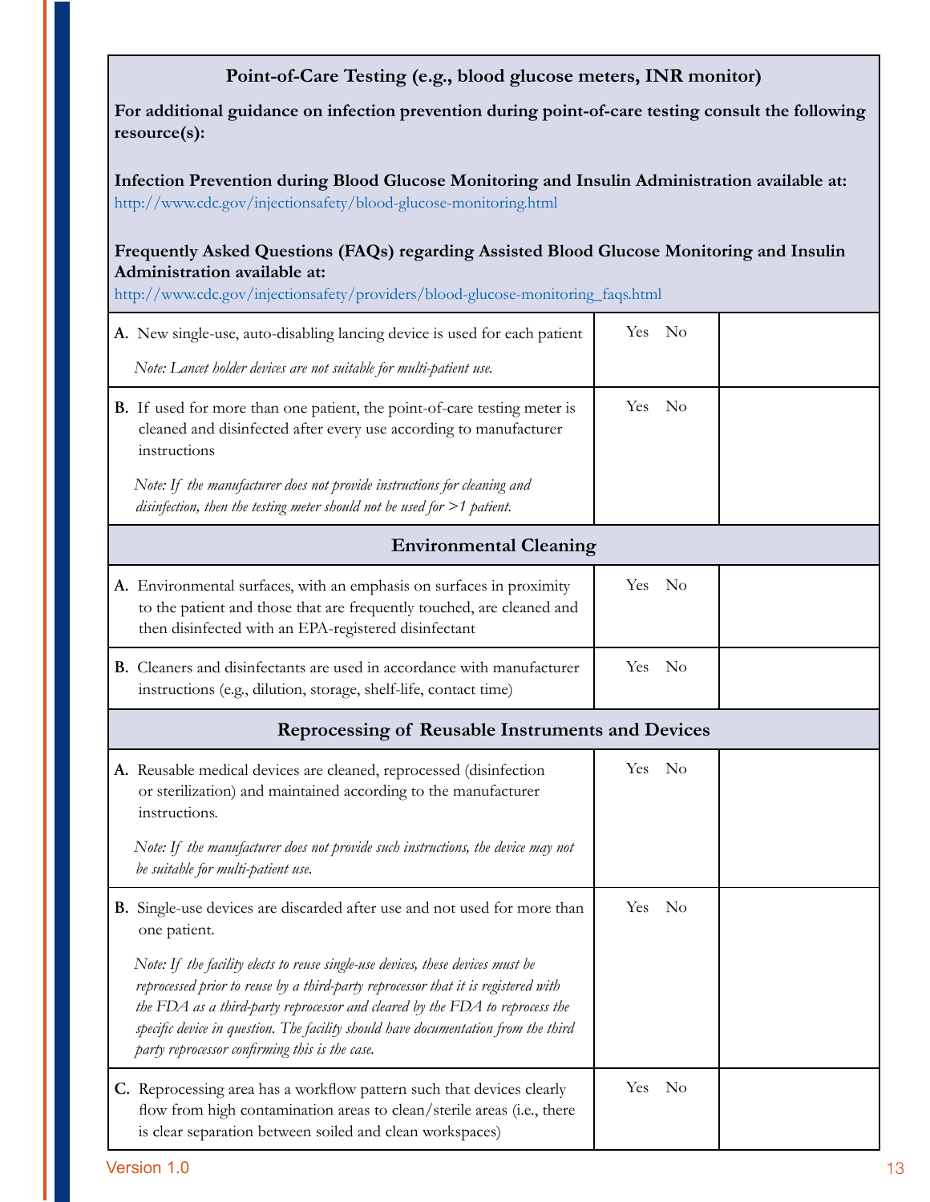| **Point-of-Care Testing (e.g., blood glucose meters, INR monitor)** | | |
|---|---|---|
| **For additional guidance on infection prevention during point-of-care testing consult the following resource(s):**<br><br>**Infection Prevention during Blood Glucose Monitoring and Insulin Administration available at:** http://www.cdc.gov/injectionsafety/blood-glucose-monitoring.html<br><br>**Frequently Asked Questions (FAQs) regarding Assisted Blood Glucose Monitoring and Insulin Administration available at:** http://www.cdc.gov/injectionsafety/providers/blood-glucose-monitoring_faqs.html | | |
| **A.** New single-use, auto-disabling lancing device is used for each patient<br><br>*Note: Lancet holder devices are not suitable for multi-patient use.* | Yes No | |
| **B.** If used for more than one patient, the point-of-care testing meter is cleaned and disinfected after every use according to manufacturer instructions<br><br>*Note: If the manufacturer does not provide instructions for cleaning and disinfection, then the testing meter should not be used for >1 patient.* | Yes No | |
| **Environmental Cleaning** | | |
| **A.** Environmental surfaces, with an emphasis on surfaces in proximity to the patient and those that are frequently touched, are cleaned and then disinfected with an EPA-registered disinfectant | Yes No | |
| **B.** Cleaners and disinfectants are used in accordance with manufacturer instructions (e.g., dilution, storage, shelf-life, contact time) | Yes No | |
| **Reprocessing of Reusable Instruments and Devices** | | |
| **A.** Reusable medical devices are cleaned, reprocessed (disinfection or sterilization) and maintained according to the manufacturer instructions.<br><br>*Note: If the manufacturer does not provide such instructions, the device may not be suitable for multi-patient use.* | Yes No | |
| **B.** Single-use devices are discarded after use and not used for more than one patient.<br><br>*Note: If the facility elects to reuse single-use devices, these devices must be reprocessed prior to reuse by a third-party reprocessor that it is registered with the FDA as a third-party reprocessor and cleared by the FDA to reprocess the specific device in question. The facility should have documentation from the third party reprocessor confirming this is the case.* | Yes No | |
| **C.** Reprocessing area has a workflow pattern such that devices clearly flow from high contamination areas to clean/sterile areas (i.e., there is clear separation between soiled and clean workspaces) | Yes No | |

Version 1.0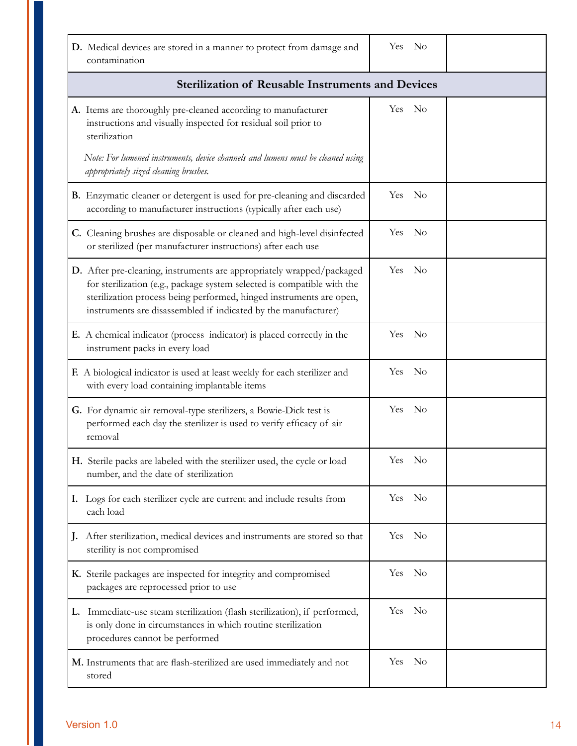| | | |
|---|---|---|
| **D.** Medical devices are stored in a manner to protect from damage and contamination | Yes No | |
| **Sterilization of Reusable Instruments and Devices** | | |
| **A.** Items are thoroughly pre-cleaned according to manufacturer instructions and visually inspected for residual soil prior to sterilization<br>*Note: For lumened instruments, device channels and lumens must be cleaned using appropriately sized cleaning brushes.* | Yes No | |
| **B.** Enzymatic cleaner or detergent is used for pre-cleaning and discarded according to manufacturer instructions (typically after each use) | Yes No | |
| **C.** Cleaning brushes are disposable or cleaned and high-level disinfected or sterilized (per manufacturer instructions) after each use | Yes No | |
| **D.** After pre-cleaning, instruments are appropriately wrapped/packaged for sterilization (e.g., package system selected is compatible with the sterilization process being performed, hinged instruments are open, instruments are disassembled if indicated by the manufacturer) | Yes No | |
| **E.** A chemical indicator (process indicator) is placed correctly in the instrument packs in every load | Yes No | |
| **F.** A biological indicator is used at least weekly for each sterilizer and with every load containing implantable items | Yes No | |
| **G.** For dynamic air removal-type sterilizers, a Bowie-Dick test is performed each day the sterilizer is used to verify efficacy of air removal | Yes No | |
| **H.** Sterile packs are labeled with the sterilizer used, the cycle or load number, and the date of sterilization | Yes No | |
| **I.** Logs for each sterilizer cycle are current and include results from each load | Yes No | |
| **J.** After sterilization, medical devices and instruments are stored so that sterility is not compromised | Yes No | |
| **K.** Sterile packages are inspected for integrity and compromised packages are reprocessed prior to use | Yes No | |
| **L.** Immediate-use steam sterilization (flash sterilization), if performed, is only done in circumstances in which routine sterilization procedures cannot be performed | Yes No | |
| **M.** Instruments that are flash-sterilized are used immediately and not stored | Yes No | |

Version 1.0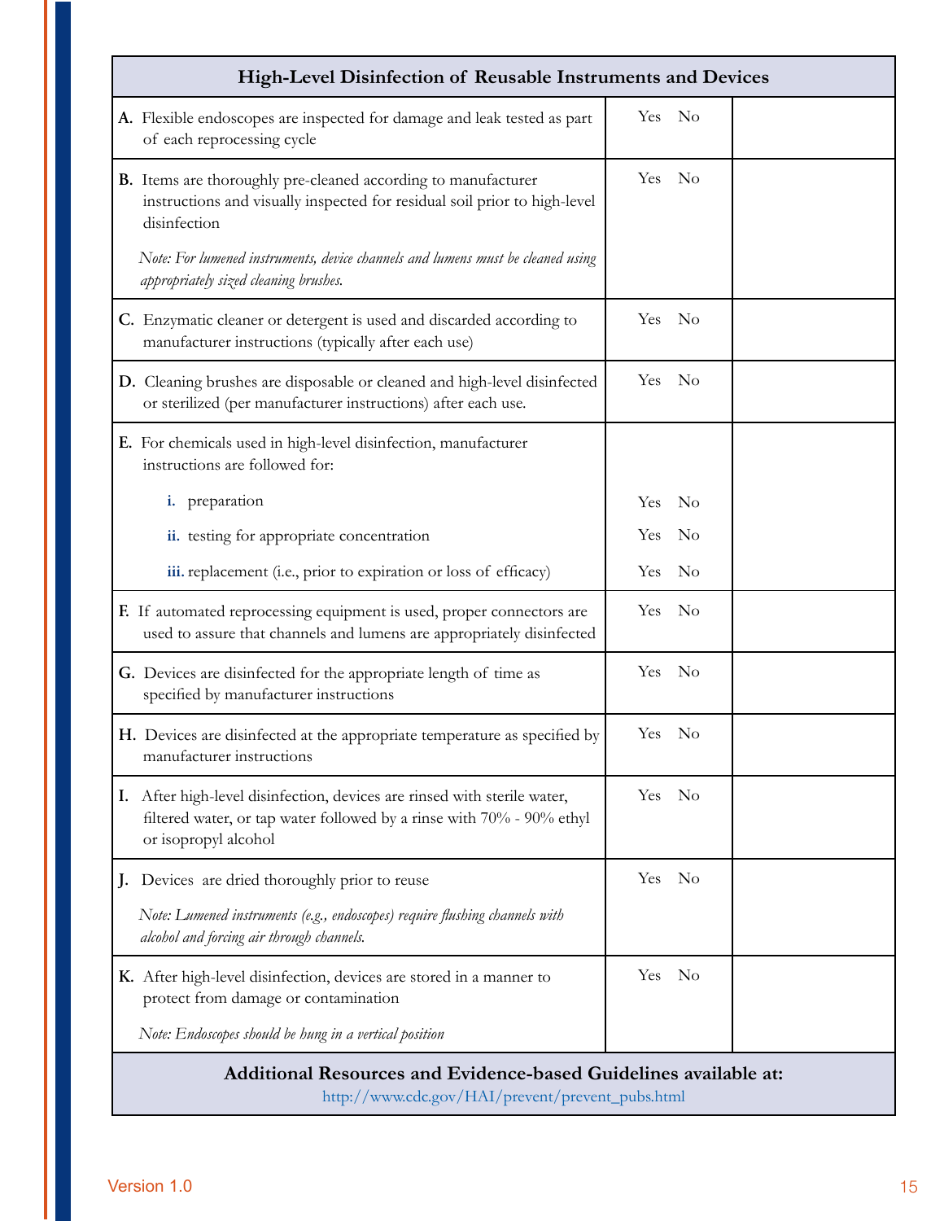| High-Level Disinfection of Reusable Instruments and Devices | | |
|---|---|---|
| **A.** Flexible endoscopes are inspected for damage and leak tested as part of each reprocessing cycle | Yes No | |
| **B.** Items are thoroughly pre-cleaned according to manufacturer instructions and visually inspected for residual soil prior to high-level disinfection<br><br>*Note: For lumened instruments, device channels and lumens must be cleaned using appropriately sized cleaning brushes.* | Yes No | |
| **C.** Enzymatic cleaner or detergent is used and discarded according to manufacturer instructions (typically after each use) | Yes No | |
| **D.** Cleaning brushes are disposable or cleaned and high-level disinfected or sterilized (per manufacturer instructions) after each use. | Yes No | |
| **E.** For chemicals used in high-level disinfection, manufacturer instructions are followed for:<br><br>**i.** preparation<br><br>**ii.** testing for appropriate concentration<br><br>**iii.** replacement (i.e., prior to expiration or loss of efficacy) | <br><br><br>Yes No<br><br>Yes No<br><br>Yes No | |
| **F.** If automated reprocessing equipment is used, proper connectors are used to assure that channels and lumens are appropriately disinfected | Yes No | |
| **G.** Devices are disinfected for the appropriate length of time as specified by manufacturer instructions | Yes No | |
| **H.** Devices are disinfected at the appropriate temperature as specified by manufacturer instructions | Yes No | |
| **I.** After high-level disinfection, devices are rinsed with sterile water, filtered water, or tap water followed by a rinse with 70% - 90% ethyl or isopropyl alcohol | Yes No | |
| **J.** Devices are dried thoroughly prior to reuse<br><br>*Note: Lumened instruments (e.g., endoscopes) require flushing channels with alcohol and forcing air through channels.* | Yes No | |
| **K.** After high-level disinfection, devices are stored in a manner to protect from damage or contamination<br><br>*Note: Endoscopes should be hung in a vertical position* | Yes No | |

**Additional Resources and Evidence-based Guidelines available at:**
http://www.cdc.gov/HAI/prevent/prevent_pubs.html

Version 1.0